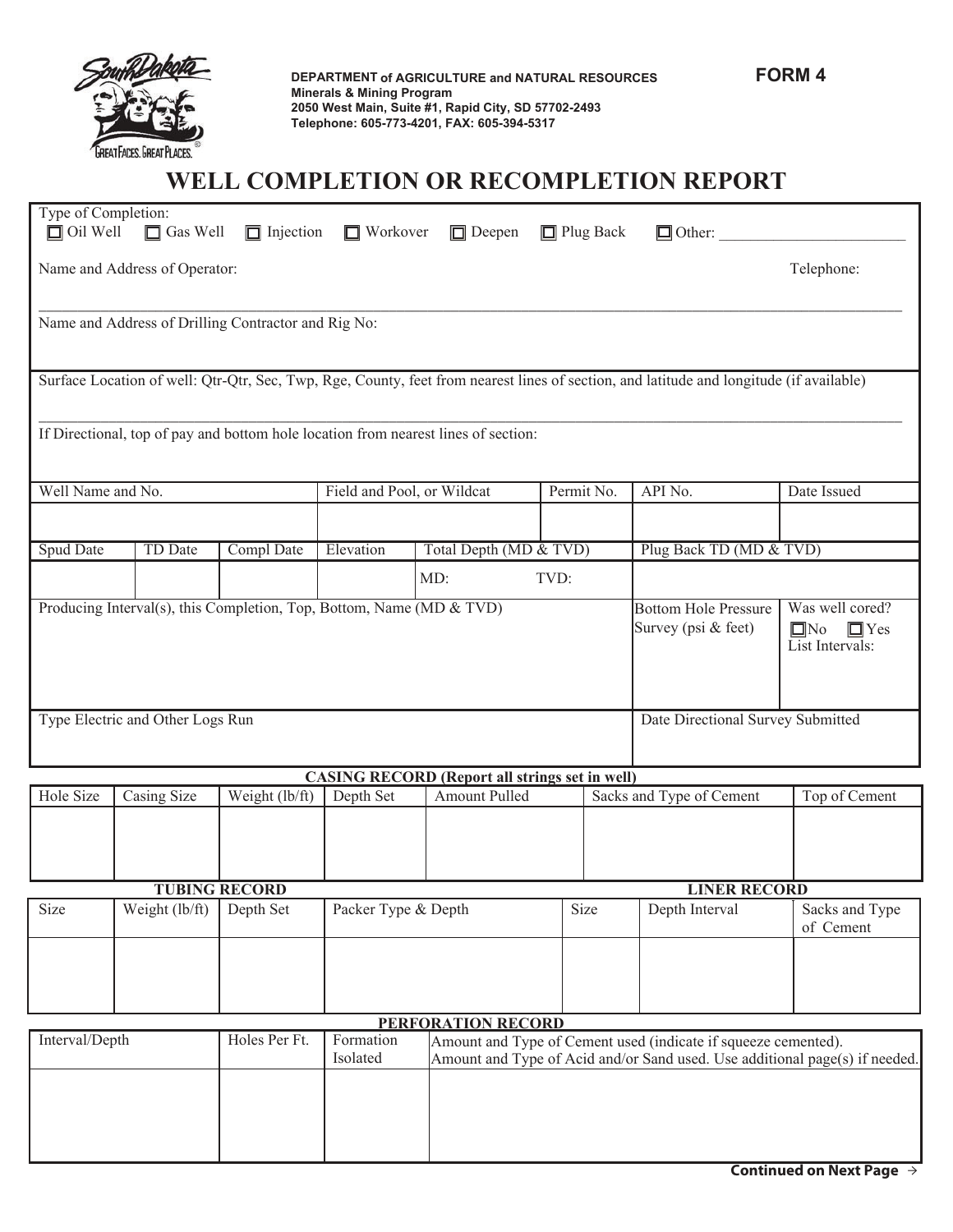DEPARTMENT of AGRICULTURE and NATURAL RESOURCES
Minerals & Mining Program
2050 West Main, Suite #1, Rapid City, SD 57702-2493
Telephone: 605-773-4201, FAX: 605-394-5317

**FORM 4**

# WELL COMPLETION OR RECOMPLETION REPORT

Type of Completion:
☐ Oil Well ☐ Gas Well ☐ Injection ☐ Workover ☐ Deepen ☐ Plug Back ☐ Other: ________________________

Name and Address of Operator: Telephone:

Name and Address of Drilling Contractor and Rig No:

Surface Location of well: Qtr-Qtr, Sec, Twp, Rge, County, feet from nearest lines of section, and latitude and longitude (if available)

If Directional, top of pay and bottom hole location from nearest lines of section:

| Well Name and No. | | | Field and Pool, or Wildcat | | Permit No. | API No. | Date Issued |
|---|---|---|---|---|---|---|---|
| | | | | | | | |
| Spud Date | TD Date | Compl Date | Elevation | Total Depth (MD & TVD) | | Plug Back TD (MD & TVD) | |
| | | | | MD: | TVD: | | |

| Producing Interval(s), this Completion, Top, Bottom, Name (MD & TVD) | Bottom Hole Pressure Survey (psi & feet) | Was well cored? ☐No ☐Yes List Intervals: |
|---|---|---|
| | | |

| Type Electric and Other Logs Run | Date Directional Survey Submitted |
|---|---|
| | |

**CASING RECORD (Report all strings set in well)**

| Hole Size | Casing Size | Weight (lb/ft) | Depth Set | Amount Pulled | Sacks and Type of Cement | Top of Cement |
|---|---|---|---|---|---|---|
| | | | | | | |

**TUBING RECORD** / **LINER RECORD**

| Size | Weight (lb/ft) | Depth Set | Packer Type & Depth | Size | Depth Interval | Sacks and Type of Cement |
|---|---|---|---|---|---|---|
| | | | | | | |

**PERFORATION RECORD**

| Interval/Depth | Holes Per Ft. | Formation Isolated | Amount and Type of Cement used (indicate if squeeze cemented). Amount and Type of Acid and/or Sand used. Use additional page(s) if needed. |
|---|---|---|---|
| | | | |

**Continued on Next Page →**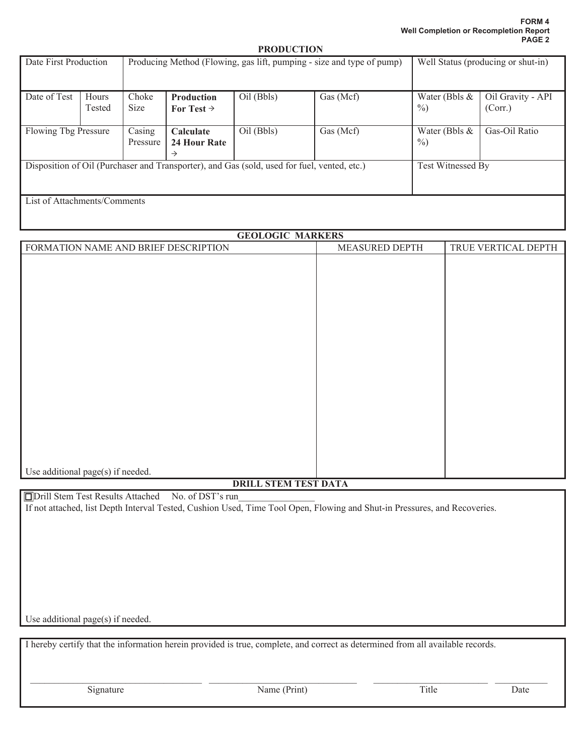FORM 4
Well Completion or Recompletion Report
PAGE 2

## PRODUCTION

| Date First Production | | Producing Method (Flowing, gas lift, pumping - size and type of pump) | | | | Well Status (producing or shut-in) | |
|---|---|---|---|---|---|---|---|
| Date of Test | Hours Tested | Choke Size | **Production For Test →** | Oil (Bbls) | Gas (Mcf) | Water (Bbls & %) | Oil Gravity - API (Corr.) |
| Flowing Tbg Pressure | | Casing Pressure | **Calculate 24 Hour Rate →** | Oil (Bbls) | Gas (Mcf) | Water (Bbls & %) | Gas-Oil Ratio |
| Disposition of Oil (Purchaser and Transporter), and Gas (sold, used for fuel, vented, etc.) | | | | | | Test Witnessed By | |

List of Attachments/Comments

## GEOLOGIC MARKERS

| FORMATION NAME AND BRIEF DESCRIPTION | MEASURED DEPTH | TRUE VERTICAL DEPTH |
|---|---|---|
| | | |

Use additional page(s) if needed.

## DRILL STEM TEST DATA

☐ Drill Stem Test Results Attached    No. of DST's run________________

If not attached, list Depth Interval Tested, Cushion Used, Time Tool Open, Flowing and Shut-in Pressures, and Recoveries.

Use additional page(s) if needed.

I hereby certify that the information herein provided is true, complete, and correct as determined from all available records.

____________________ Signature    ____________________ Name (Print)    ____________________ Title    __________ Date